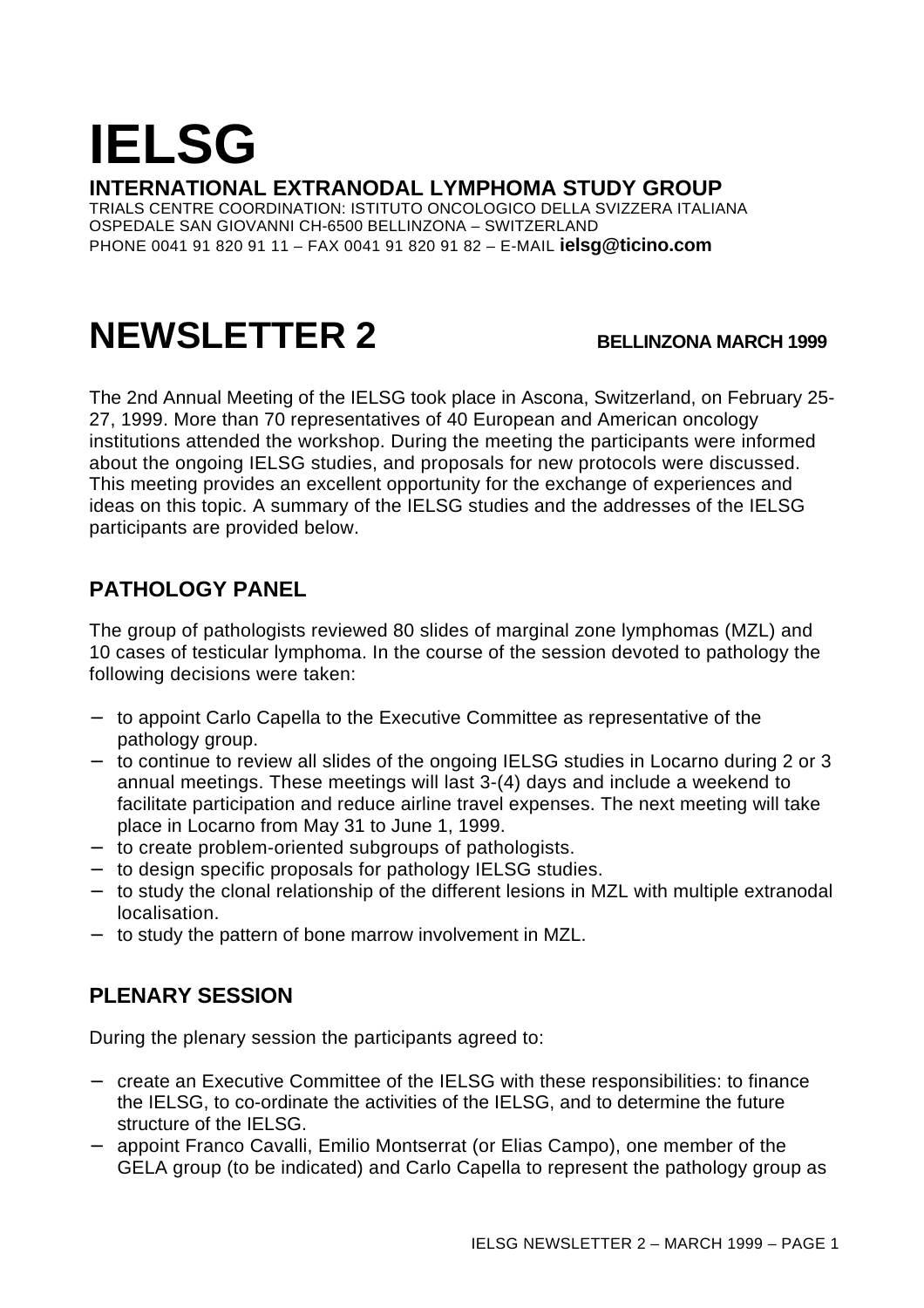# IELSG

**INTERNATIONAL EXTRANODAL LYMPHOMA STUDY GROUP**

TRIALS CENTRE COORDINATION: ISTITUTO ONCOLOGICO DELLA SVIZZERA ITALIANA
OSPEDALE SAN GIOVANNI CH-6500 BELLINZONA – SWITZERLAND
PHONE 0041 91 820 91 11 – FAX 0041 91 820 91 82 – E-MAIL **ielsg@ticino.com**

# NEWSLETTER 2

**BELLINZONA MARCH 1999**

The 2nd Annual Meeting of the IELSG took place in Ascona, Switzerland, on February 25-27, 1999. More than 70 representatives of 40 European and American oncology institutions attended the workshop. During the meeting the participants were informed about the ongoing IELSG studies, and proposals for new protocols were discussed. This meeting provides an excellent opportunity for the exchange of experiences and ideas on this topic. A summary of the IELSG studies and the addresses of the IELSG participants are provided below.

## PATHOLOGY PANEL

The group of pathologists reviewed 80 slides of marginal zone lymphomas (MZL) and 10 cases of testicular lymphoma. In the course of the session devoted to pathology the following decisions were taken:

- to appoint Carlo Capella to the Executive Committee as representative of the pathology group.
- to continue to review all slides of the ongoing IELSG studies in Locarno during 2 or 3 annual meetings. These meetings will last 3-(4) days and include a weekend to facilitate participation and reduce airline travel expenses. The next meeting will take place in Locarno from May 31 to June 1, 1999.
- to create problem-oriented subgroups of pathologists.
- to design specific proposals for pathology IELSG studies.
- to study the clonal relationship of the different lesions in MZL with multiple extranodal localisation.
- to study the pattern of bone marrow involvement in MZL.

## PLENARY SESSION

During the plenary session the participants agreed to:

- create an Executive Committee of the IELSG with these responsibilities: to finance the IELSG, to co-ordinate the activities of the IELSG, and to determine the future structure of the IELSG.
- appoint Franco Cavalli, Emilio Montserrat (or Elias Campo), one member of the GELA group (to be indicated) and Carlo Capella to represent the pathology group as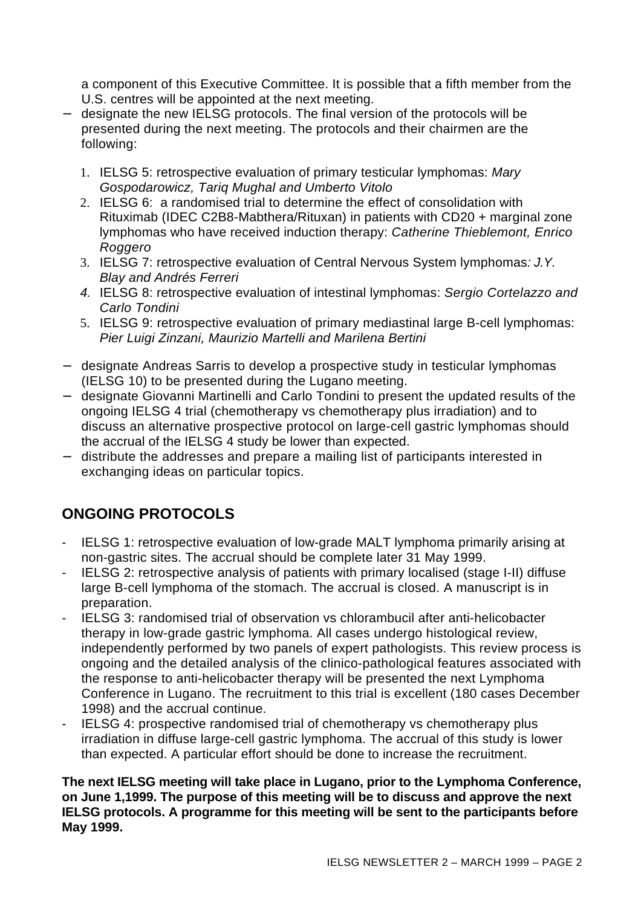a component of this Executive Committee. It is possible that a fifth member from the U.S. centres will be appointed at the next meeting.

- designate the new IELSG protocols. The final version of the protocols will be presented during the next meeting. The protocols and their chairmen are the following:

  1. IELSG 5: retrospective evaluation of primary testicular lymphomas: *Mary Gospodarowicz, Tariq Mughal and Umberto Vitolo*
  2. IELSG 6: a randomised trial to determine the effect of consolidation with Rituximab (IDEC C2B8-Mabthera/Rituxan) in patients with CD20 + marginal zone lymphomas who have received induction therapy: *Catherine Thieblemont, Enrico Roggero*
  3. IELSG 7: retrospective evaluation of Central Nervous System lymphomas*: J.Y. Blay and Andrés Ferreri*
  4. IELSG 8: retrospective evaluation of intestinal lymphomas: *Sergio Cortelazzo and Carlo Tondini*
  5. IELSG 9: retrospective evaluation of primary mediastinal large B-cell lymphomas: *Pier Luigi Zinzani, Maurizio Martelli and Marilena Bertini*

- designate Andreas Sarris to develop a prospective study in testicular lymphomas (IELSG 10) to be presented during the Lugano meeting.
- designate Giovanni Martinelli and Carlo Tondini to present the updated results of the ongoing IELSG 4 trial (chemotherapy vs chemotherapy plus irradiation) and to discuss an alternative prospective protocol on large-cell gastric lymphomas should the accrual of the IELSG 4 study be lower than expected.
- distribute the addresses and prepare a mailing list of participants interested in exchanging ideas on particular topics.

## ONGOING PROTOCOLS

- IELSG 1: retrospective evaluation of low-grade MALT lymphoma primarily arising at non-gastric sites. The accrual should be complete later 31 May 1999.
- IELSG 2: retrospective analysis of patients with primary localised (stage I-II) diffuse large B-cell lymphoma of the stomach. The accrual is closed. A manuscript is in preparation.
- IELSG 3: randomised trial of observation vs chlorambucil after anti-helicobacter therapy in low-grade gastric lymphoma. All cases undergo histological review, independently performed by two panels of expert pathologists. This review process is ongoing and the detailed analysis of the clinico-pathological features associated with the response to anti-helicobacter therapy will be presented the next Lymphoma Conference in Lugano. The recruitment to this trial is excellent (180 cases December 1998) and the accrual continue.
- IELSG 4: prospective randomised trial of chemotherapy vs chemotherapy plus irradiation in diffuse large-cell gastric lymphoma. The accrual of this study is lower than expected. A particular effort should be done to increase the recruitment.

**The next IELSG meeting will take place in Lugano, prior to the Lymphoma Conference, on June 1,1999. The purpose of this meeting will be to discuss and approve the next IELSG protocols. A programme for this meeting will be sent to the participants before May 1999.**